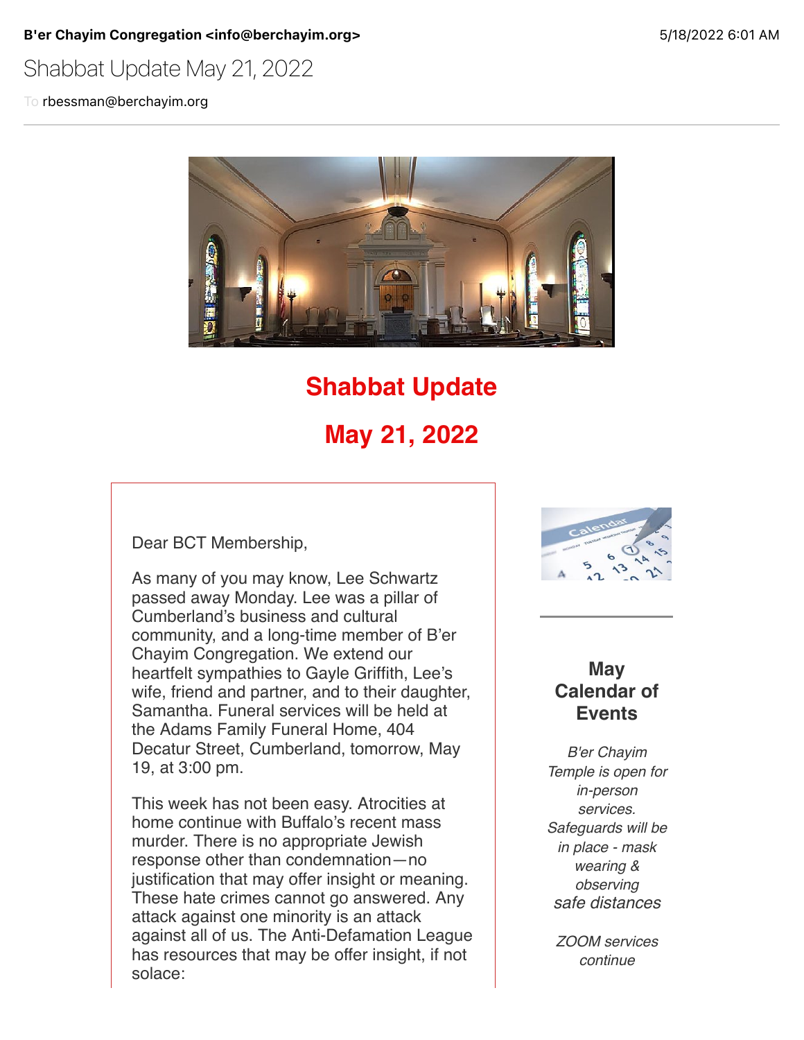**B'er Chayim Congregation <info@berchayim.org>** 5/18/2022 6:01 AM

Shabbat Update May 21, 2022

To rbessman@berchayim.org

# Shabbat Update

# May 21, 2022

Dear BCT Membership,

As many of you may know, Lee Schwartz passed away Monday. Lee was a pillar of Cumberland's business and cultural community, and a long-time member of B'er Chayim Congregation. We extend our heartfelt sympathies to Gayle Griffith, Lee's wife, friend and partner, and to their daughter, Samantha. Funeral services will be held at the Adams Family Funeral Home, 404 Decatur Street, Cumberland, tomorrow, May 19, at 3:00 pm.

This week has not been easy. Atrocities at home continue with Buffalo's recent mass murder. There is no appropriate Jewish response other than condemnation—no justification that may offer insight or meaning. These hate crimes cannot go answered. Any attack against one minority is an attack against all of us. The Anti-Defamation League has resources that may be offer insight, if not solace:

## May Calendar of Events

*B'er Chayim Temple is open for in-person services. Safeguards will be in place - mask wearing & observing safe distances*

*ZOOM services continue*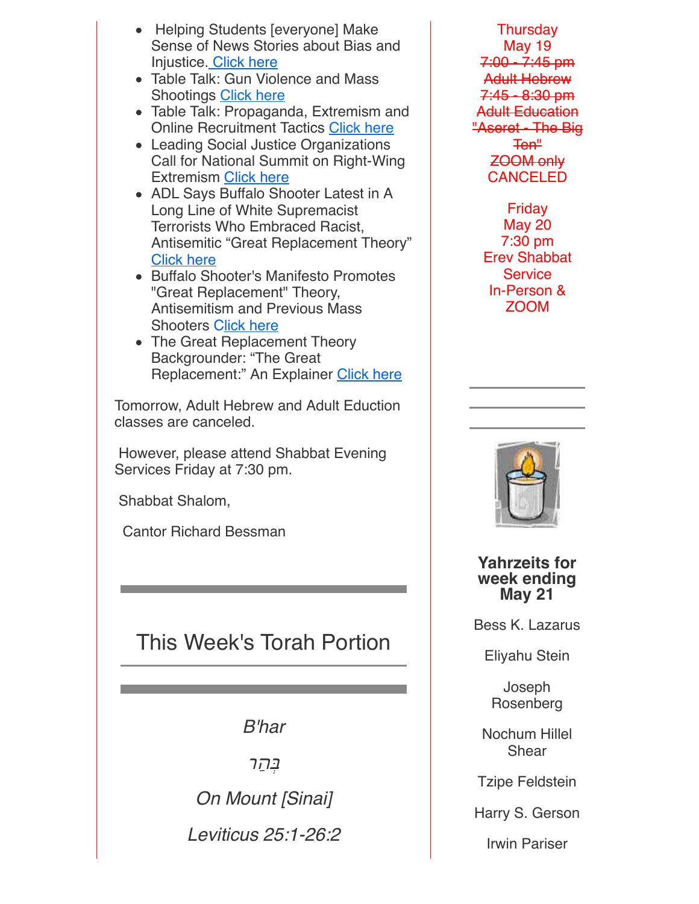- Helping Students [everyone] Make Sense of News Stories about Bias and Injustice. Click here
- Table Talk: Gun Violence and Mass Shootings Click here
- Table Talk: Propaganda, Extremism and Online Recruitment Tactics Click here
- Leading Social Justice Organizations Call for National Summit on Right-Wing Extremism Click here
- ADL Says Buffalo Shooter Latest in A Long Line of White Supremacist Terrorists Who Embraced Racist, Antisemitic "Great Replacement Theory" Click here
- Buffalo Shooter's Manifesto Promotes "Great Replacement" Theory, Antisemitism and Previous Mass Shooters Click here
- The Great Replacement Theory Backgrounder: "The Great Replacement:" An Explainer Click here

Tomorrow, Adult Hebrew and Adult Eduction classes are canceled.

However, please attend Shabbat Evening Services Friday at 7:30 pm.

Shabbat Shalom,

Cantor Richard Bessman

## This Week's Torah Portion

*B'har*

*בְּהַר*

*On Mount [Sinai]*

*Leviticus 25:1-26:2*

Thursday
May 19
~~7:00 - 7:45 pm~~
~~Adult Hebrew~~
~~7:45 - 8:30 pm~~
~~Adult Education~~
~~"Aseret - The Big Ten"~~
~~ZOOM only~~
CANCELED

Friday
May 20
7:30 pm
Erev Shabbat Service
In-Person & ZOOM

**Yahrzeits for week ending May 21**

Bess K. Lazarus

Eliyahu Stein

Joseph Rosenberg

Nochum Hillel Shear

Tzipe Feldstein

Harry S. Gerson

Irwin Pariser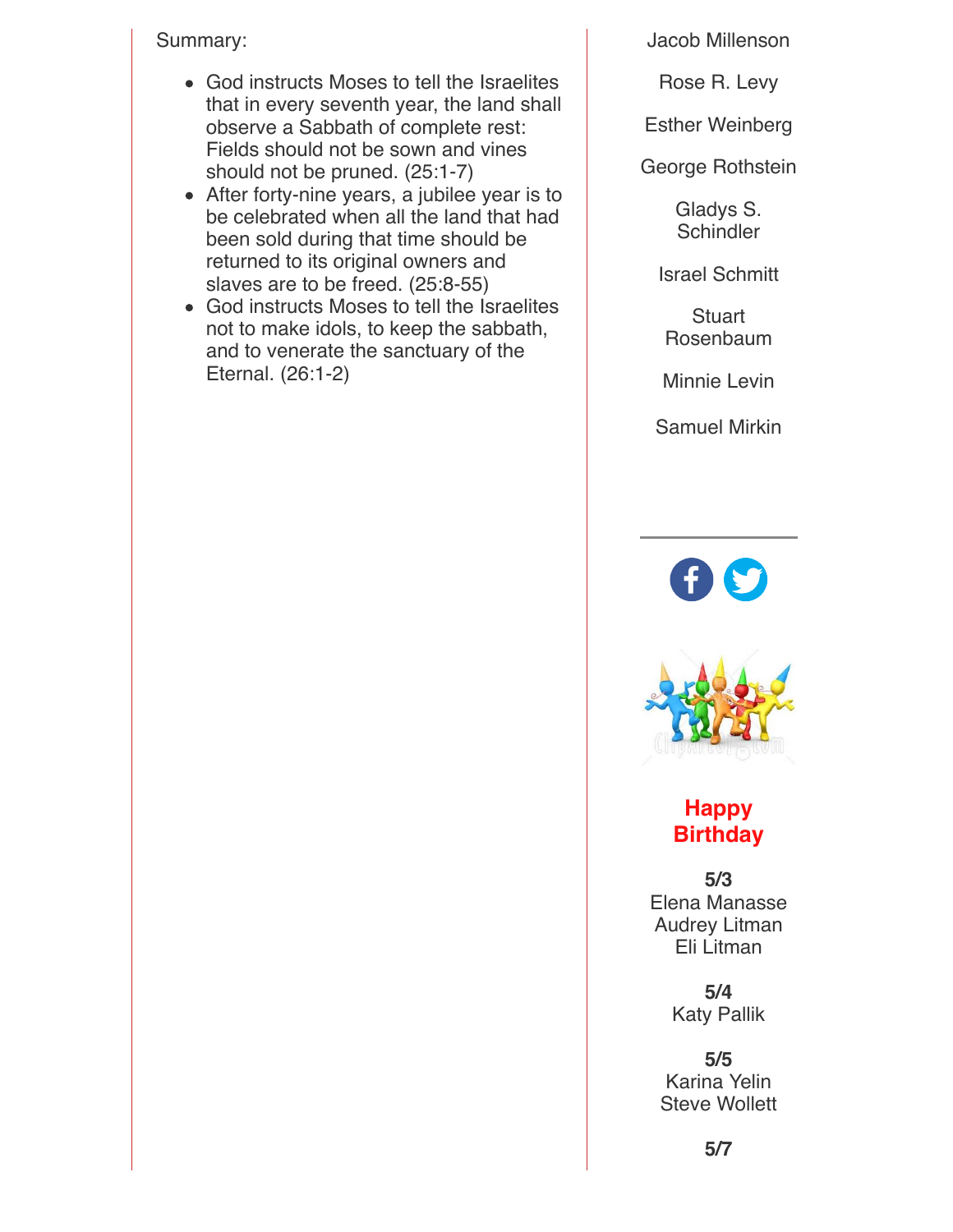Summary:

- God instructs Moses to tell the Israelites that in every seventh year, the land shall observe a Sabbath of complete rest: Fields should not be sown and vines should not be pruned. (25:1-7)
- After forty-nine years, a jubilee year is to be celebrated when all the land that had been sold during that time should be returned to its original owners and slaves are to be freed. (25:8-55)
- God instructs Moses to tell the Israelites not to make idols, to keep the sabbath, and to venerate the sanctuary of the Eternal. (26:1-2)

Jacob Millenson

Rose R. Levy

Esther Weinberg

George Rothstein

Gladys S. Schindler

Israel Schmitt

Stuart Rosenbaum

Minnie Levin

Samuel Mirkin

---

**Happy Birthday**

**5/3**
Elena Manasse
Audrey Litman
Eli Litman

**5/4**
Katy Pallik

**5/5**
Karina Yelin
Steve Wollett

**5/7**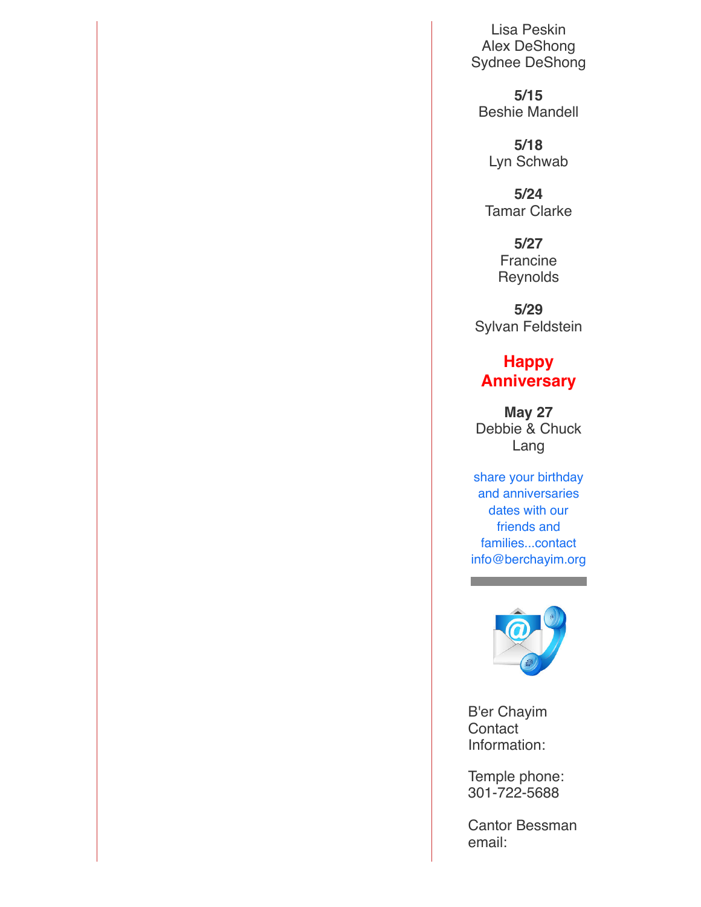Lisa Peskin
Alex DeShong
Sydnee DeShong

**5/15**
Beshie Mandell

**5/18**
Lyn Schwab

**5/24**
Tamar Clarke

**5/27**
Francine Reynolds

**5/29**
Sylvan Feldstein

## Happy Anniversary

**May 27**
Debbie & Chuck Lang

share your birthday and anniversaries dates with our friends and families...contact info@berchayim.org

---

B'er Chayim Contact Information:

Temple phone: 301-722-5688

Cantor Bessman email: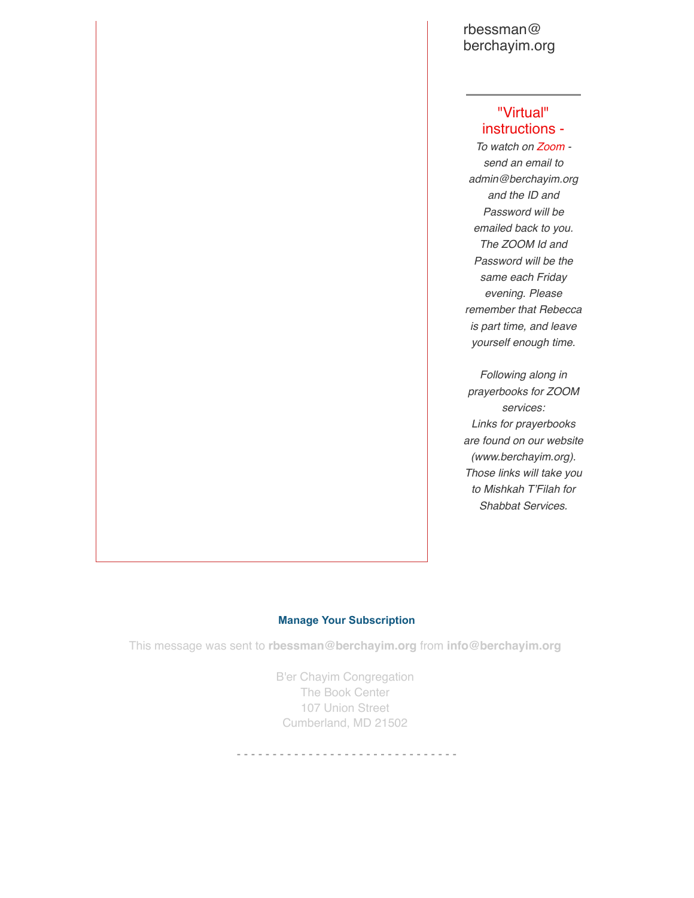rbessman@berchayim.org

---

## "Virtual" instructions -

*To watch on Zoom - send an email to admin@berchayim.org and the ID and Password will be emailed back to you. The ZOOM Id and Password will be the same each Friday evening. Please remember that Rebecca is part time, and leave yourself enough time.*

*Following along in prayerbooks for ZOOM services:*
*Links for prayerbooks are found on our website (www.berchayim.org). Those links will take you to Mishkah T'Filah for Shabbat Services.*

**Manage Your Subscription**

This message was sent to **rbessman@berchayim.org** from **info@berchayim.org**

B'er Chayim Congregation
The Book Center
107 Union Street
Cumberland, MD 21502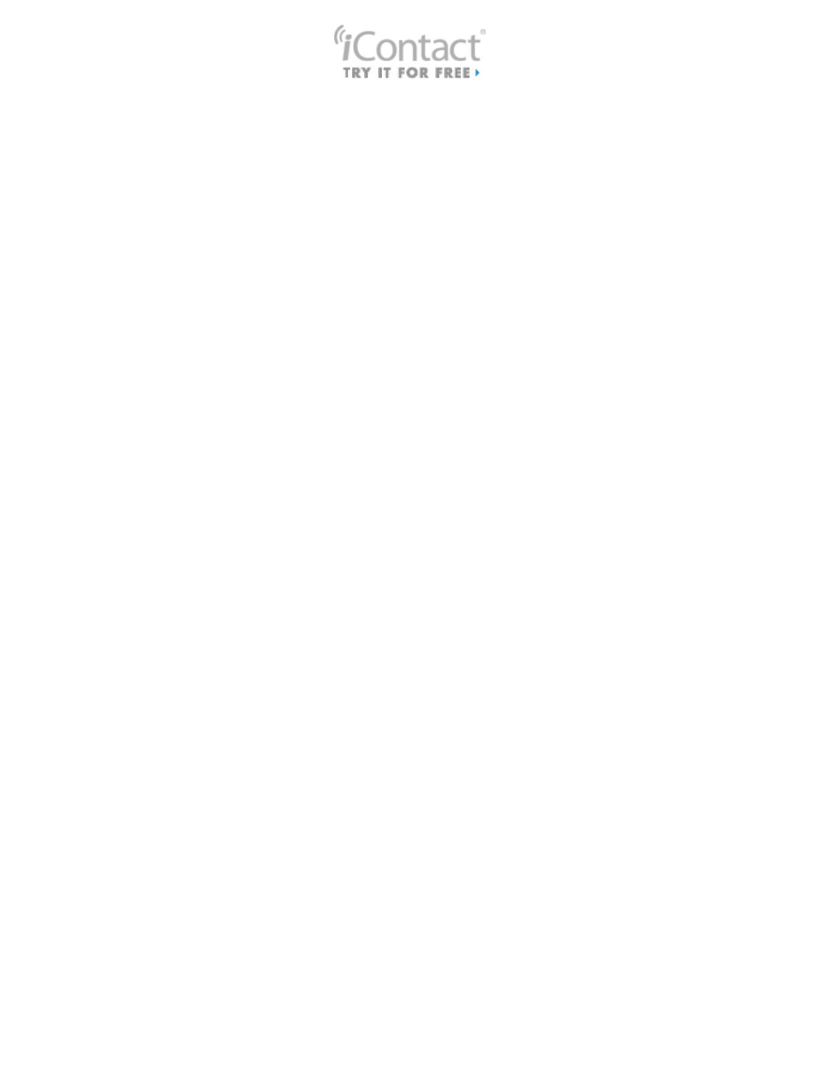iContact®

TRY IT FOR FREE